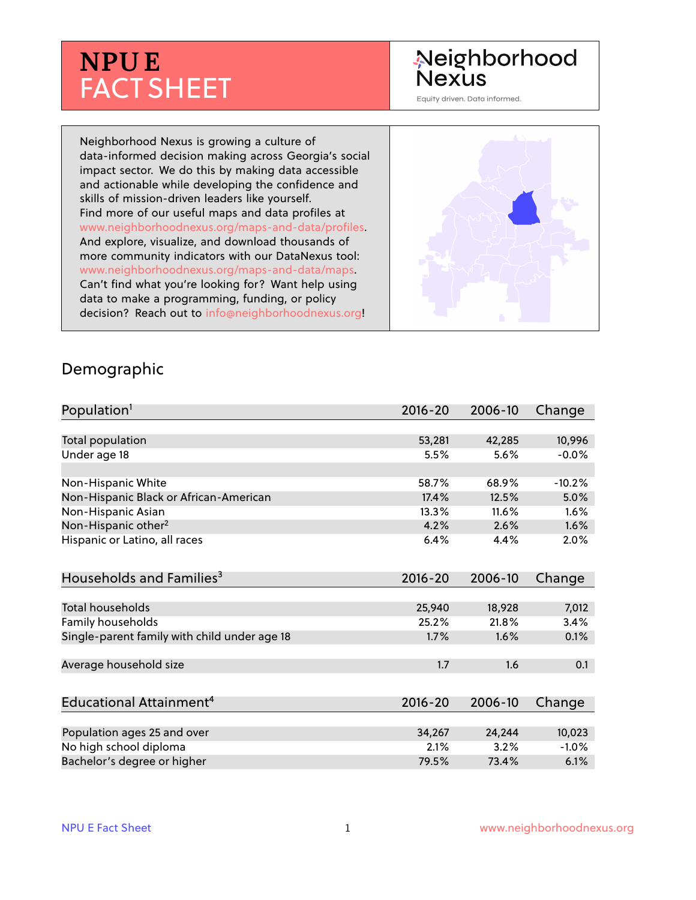# NPU E FACT SHEET

Neighborhood Nexus

Equity driven. Data informed.

Neighborhood Nexus is growing a culture of data-informed decision making across Georgia's social impact sector. We do this by making data accessible and actionable while developing the confidence and skills of mission-driven leaders like yourself. Find more of our useful maps and data profiles at www.neighborhoodnexus.org/maps-and-data/profiles. And explore, visualize, and download thousands of more community indicators with our DataNexus tool: www.neighborhoodnexus.org/maps-and-data/maps. Can't find what you're looking for? Want help using data to make a programming, funding, or policy decision? Reach out to info@neighborhoodnexus.org!

## Demographic

| Population[1] | 2016-20 | 2006-10 | Change |
|---|---|---|---|
| Total population | 53,281 | 42,285 | 10,996 |
| Under age 18 | 5.5% | 5.6% | -0.0% |
| | | | |
| Non-Hispanic White | 58.7% | 68.9% | -10.2% |
| Non-Hispanic Black or African-American | 17.4% | 12.5% | 5.0% |
| Non-Hispanic Asian | 13.3% | 11.6% | 1.6% |
| Non-Hispanic other[2] | 4.2% | 2.6% | 1.6% |
| Hispanic or Latino, all races | 6.4% | 4.4% | 2.0% |

| Households and Families[3] | 2016-20 | 2006-10 | Change |
|---|---|---|---|
| Total households | 25,940 | 18,928 | 7,012 |
| Family households | 25.2% | 21.8% | 3.4% |
| Single-parent family with child under age 18 | 1.7% | 1.6% | 0.1% |
| | | | |
| Average household size | 1.7 | 1.6 | 0.1 |

| Educational Attainment[4] | 2016-20 | 2006-10 | Change |
|---|---|---|---|
| Population ages 25 and over | 34,267 | 24,244 | 10,023 |
| No high school diploma | 2.1% | 3.2% | -1.0% |
| Bachelor's degree or higher | 79.5% | 73.4% | 6.1% |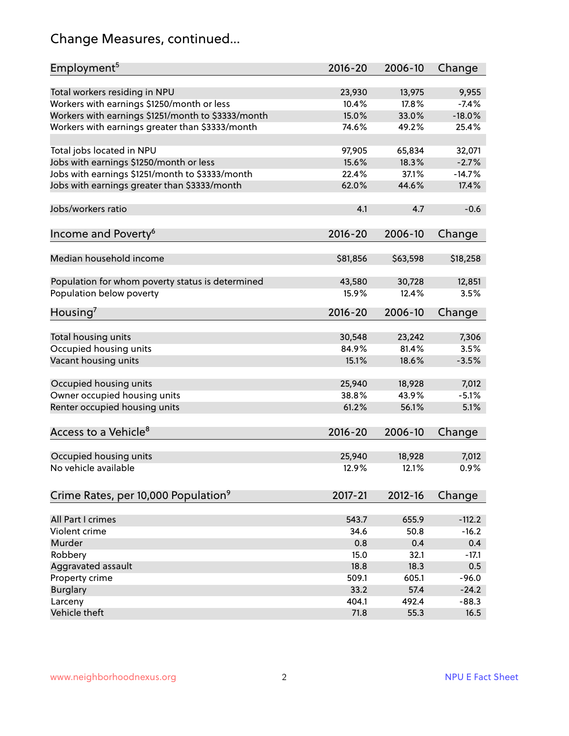# Change Measures, continued...

| Employment[5] | 2016-20 | 2006-10 | Change |
|---|---|---|---|
| Total workers residing in NPU | 23,930 | 13,975 | 9,955 |
| Workers with earnings $1250/month or less | 10.4% | 17.8% | -7.4% |
| Workers with earnings $1251/month to $3333/month | 15.0% | 33.0% | -18.0% |
| Workers with earnings greater than $3333/month | 74.6% | 49.2% | 25.4% |
| Total jobs located in NPU | 97,905 | 65,834 | 32,071 |
| Jobs with earnings $1250/month or less | 15.6% | 18.3% | -2.7% |
| Jobs with earnings $1251/month to $3333/month | 22.4% | 37.1% | -14.7% |
| Jobs with earnings greater than $3333/month | 62.0% | 44.6% | 17.4% |
| Jobs/workers ratio | 4.1 | 4.7 | -0.6 |

| Income and Poverty[6] | 2016-20 | 2006-10 | Change |
|---|---|---|---|
| Median household income | $81,856 | $63,598 | $18,258 |
| Population for whom poverty status is determined | 43,580 | 30,728 | 12,851 |
| Population below poverty | 15.9% | 12.4% | 3.5% |

| Housing[7] | 2016-20 | 2006-10 | Change |
|---|---|---|---|
| Total housing units | 30,548 | 23,242 | 7,306 |
| Occupied housing units | 84.9% | 81.4% | 3.5% |
| Vacant housing units | 15.1% | 18.6% | -3.5% |
| Occupied housing units | 25,940 | 18,928 | 7,012 |
| Owner occupied housing units | 38.8% | 43.9% | -5.1% |
| Renter occupied housing units | 61.2% | 56.1% | 5.1% |

| Access to a Vehicle[8] | 2016-20 | 2006-10 | Change |
|---|---|---|---|
| Occupied housing units | 25,940 | 18,928 | 7,012 |
| No vehicle available | 12.9% | 12.1% | 0.9% |

| Crime Rates, per 10,000 Population[9] | 2017-21 | 2012-16 | Change |
|---|---|---|---|
| All Part I crimes | 543.7 | 655.9 | -112.2 |
| Violent crime | 34.6 | 50.8 | -16.2 |
| Murder | 0.8 | 0.4 | 0.4 |
| Robbery | 15.0 | 32.1 | -17.1 |
| Aggravated assault | 18.8 | 18.3 | 0.5 |
| Property crime | 509.1 | 605.1 | -96.0 |
| Burglary | 33.2 | 57.4 | -24.2 |
| Larceny | 404.1 | 492.4 | -88.3 |
| Vehicle theft | 71.8 | 55.3 | 16.5 |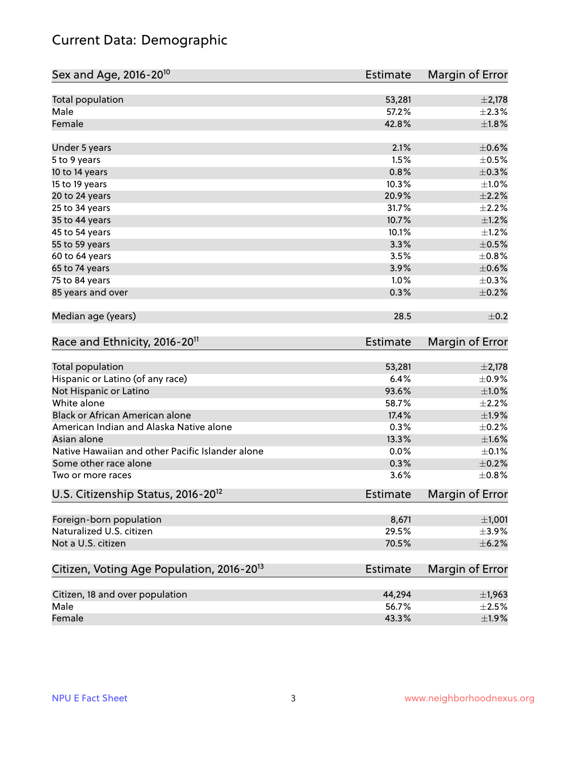# Current Data: Demographic

| Sex and Age, 2016-20[10] | Estimate | Margin of Error |
|---|---|---|
| Total population | 53,281 | ±2,178 |
| Male | 57.2% | ±2.3% |
| Female | 42.8% | ±1.8% |
| Under 5 years | 2.1% | ±0.6% |
| 5 to 9 years | 1.5% | ±0.5% |
| 10 to 14 years | 0.8% | ±0.3% |
| 15 to 19 years | 10.3% | ±1.0% |
| 20 to 24 years | 20.9% | ±2.2% |
| 25 to 34 years | 31.7% | ±2.2% |
| 35 to 44 years | 10.7% | ±1.2% |
| 45 to 54 years | 10.1% | ±1.2% |
| 55 to 59 years | 3.3% | ±0.5% |
| 60 to 64 years | 3.5% | ±0.8% |
| 65 to 74 years | 3.9% | ±0.6% |
| 75 to 84 years | 1.0% | ±0.3% |
| 85 years and over | 0.3% | ±0.2% |
| Median age (years) | 28.5 | ±0.2 |

| Race and Ethnicity, 2016-20[11] | Estimate | Margin of Error |
|---|---|---|
| Total population | 53,281 | ±2,178 |
| Hispanic or Latino (of any race) | 6.4% | ±0.9% |
| Not Hispanic or Latino | 93.6% | ±1.0% |
| White alone | 58.7% | ±2.2% |
| Black or African American alone | 17.4% | ±1.9% |
| American Indian and Alaska Native alone | 0.3% | ±0.2% |
| Asian alone | 13.3% | ±1.6% |
| Native Hawaiian and other Pacific Islander alone | 0.0% | ±0.1% |
| Some other race alone | 0.3% | ±0.2% |
| Two or more races | 3.6% | ±0.8% |

| U.S. Citizenship Status, 2016-20[12] | Estimate | Margin of Error |
|---|---|---|
| Foreign-born population | 8,671 | ±1,001 |
| Naturalized U.S. citizen | 29.5% | ±3.9% |
| Not a U.S. citizen | 70.5% | ±6.2% |

| Citizen, Voting Age Population, 2016-20[13] | Estimate | Margin of Error |
|---|---|---|
| Citizen, 18 and over population | 44,294 | ±1,963 |
| Male | 56.7% | ±2.5% |
| Female | 43.3% | ±1.9% |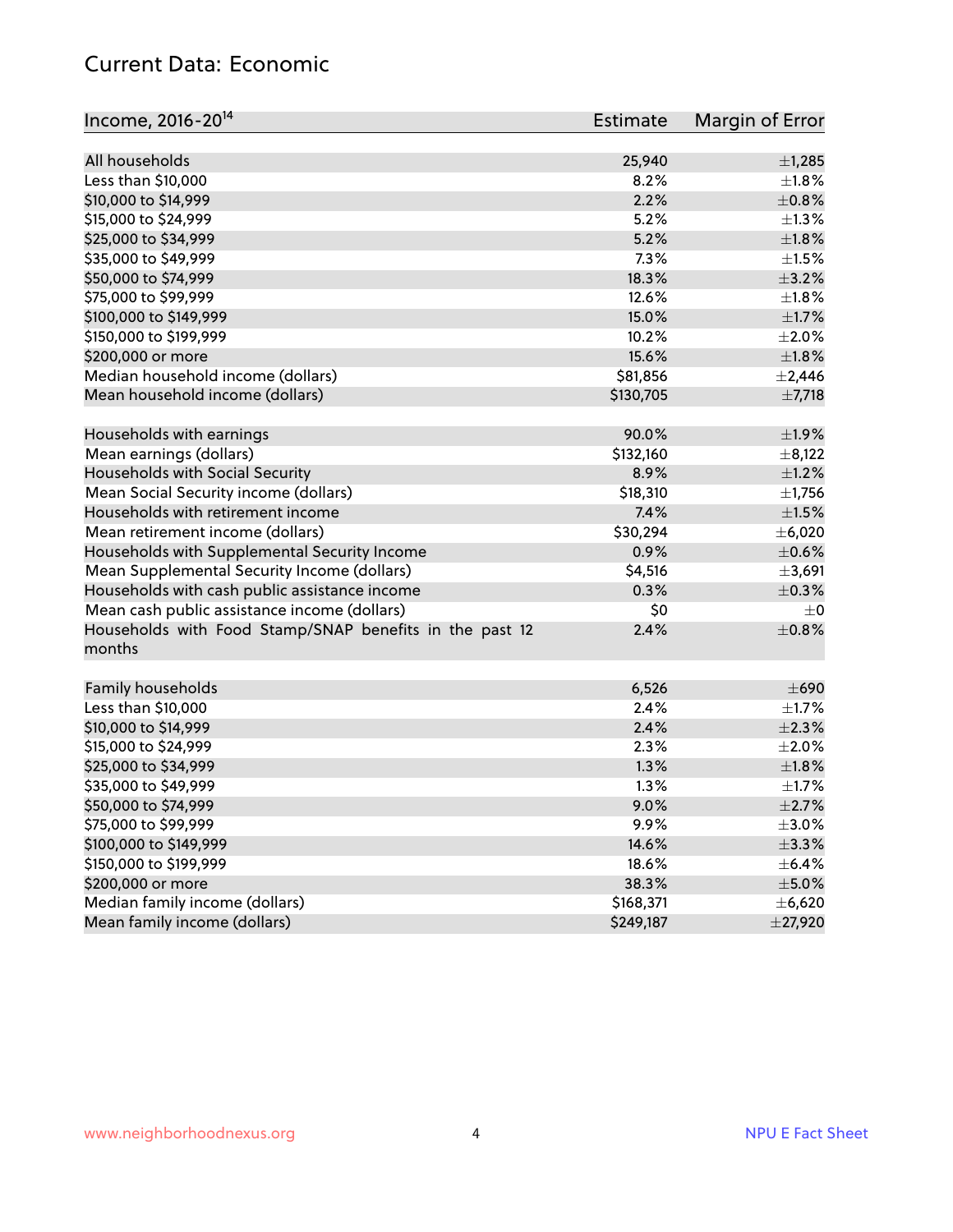## Current Data: Economic

| Income, 2016-20[14] | Estimate | Margin of Error |
|---|---|---|
| All households | 25,940 | ±1,285 |
| Less than $10,000 | 8.2% | ±1.8% |
| $10,000 to $14,999 | 2.2% | ±0.8% |
| $15,000 to $24,999 | 5.2% | ±1.3% |
| $25,000 to $34,999 | 5.2% | ±1.8% |
| $35,000 to $49,999 | 7.3% | ±1.5% |
| $50,000 to $74,999 | 18.3% | ±3.2% |
| $75,000 to $99,999 | 12.6% | ±1.8% |
| $100,000 to $149,999 | 15.0% | ±1.7% |
| $150,000 to $199,999 | 10.2% | ±2.0% |
| $200,000 or more | 15.6% | ±1.8% |
| Median household income (dollars) | $81,856 | ±2,446 |
| Mean household income (dollars) | $130,705 | ±7,718 |
| | | |
| Households with earnings | 90.0% | ±1.9% |
| Mean earnings (dollars) | $132,160 | ±8,122 |
| Households with Social Security | 8.9% | ±1.2% |
| Mean Social Security income (dollars) | $18,310 | ±1,756 |
| Households with retirement income | 7.4% | ±1.5% |
| Mean retirement income (dollars) | $30,294 | ±6,020 |
| Households with Supplemental Security Income | 0.9% | ±0.6% |
| Mean Supplemental Security Income (dollars) | $4,516 | ±3,691 |
| Households with cash public assistance income | 0.3% | ±0.3% |
| Mean cash public assistance income (dollars) | $0 | ±0 |
| Households with Food Stamp/SNAP benefits in the past 12 months | 2.4% | ±0.8% |
| | | |
| Family households | 6,526 | ±690 |
| Less than $10,000 | 2.4% | ±1.7% |
| $10,000 to $14,999 | 2.4% | ±2.3% |
| $15,000 to $24,999 | 2.3% | ±2.0% |
| $25,000 to $34,999 | 1.3% | ±1.8% |
| $35,000 to $49,999 | 1.3% | ±1.7% |
| $50,000 to $74,999 | 9.0% | ±2.7% |
| $75,000 to $99,999 | 9.9% | ±3.0% |
| $100,000 to $149,999 | 14.6% | ±3.3% |
| $150,000 to $199,999 | 18.6% | ±6.4% |
| $200,000 or more | 38.3% | ±5.0% |
| Median family income (dollars) | $168,371 | ±6,620 |
| Mean family income (dollars) | $249,187 | ±27,920 |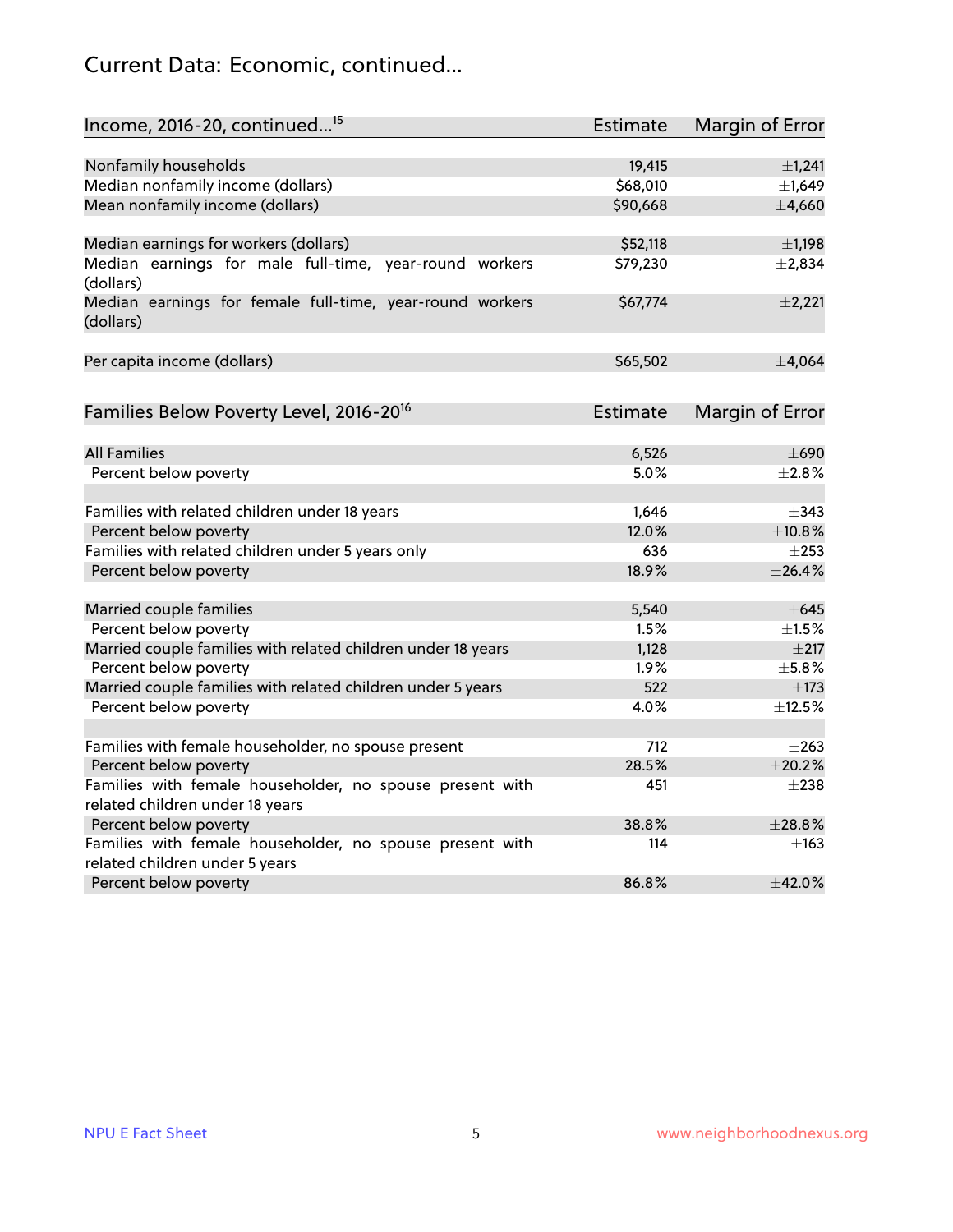## Current Data: Economic, continued...

| Income, 2016-20, continued...[15] | Estimate | Margin of Error |
|---|---|---|
| Nonfamily households | 19,415 | ±1,241 |
| Median nonfamily income (dollars) | $68,010 | ±1,649 |
| Mean nonfamily income (dollars) | $90,668 | ±4,660 |
| | | |
| Median earnings for workers (dollars) | $52,118 | ±1,198 |
| Median earnings for male full-time, year-round workers (dollars) | $79,230 | ±2,834 |
| Median earnings for female full-time, year-round workers (dollars) | $67,774 | ±2,221 |
| | | |
| Per capita income (dollars) | $65,502 | ±4,064 |

| Families Below Poverty Level, 2016-20[16] | Estimate | Margin of Error |
|---|---|---|
| All Families | 6,526 | ±690 |
| Percent below poverty | 5.0% | ±2.8% |
| | | |
| Families with related children under 18 years | 1,646 | ±343 |
| Percent below poverty | 12.0% | ±10.8% |
| Families with related children under 5 years only | 636 | ±253 |
| Percent below poverty | 18.9% | ±26.4% |
| | | |
| Married couple families | 5,540 | ±645 |
| Percent below poverty | 1.5% | ±1.5% |
| Married couple families with related children under 18 years | 1,128 | ±217 |
| Percent below poverty | 1.9% | ±5.8% |
| Married couple families with related children under 5 years | 522 | ±173 |
| Percent below poverty | 4.0% | ±12.5% |
| | | |
| Families with female householder, no spouse present | 712 | ±263 |
| Percent below poverty | 28.5% | ±20.2% |
| Families with female householder, no spouse present with related children under 18 years | 451 | ±238 |
| Percent below poverty | 38.8% | ±28.8% |
| Families with female householder, no spouse present with related children under 5 years | 114 | ±163 |
| Percent below poverty | 86.8% | ±42.0% |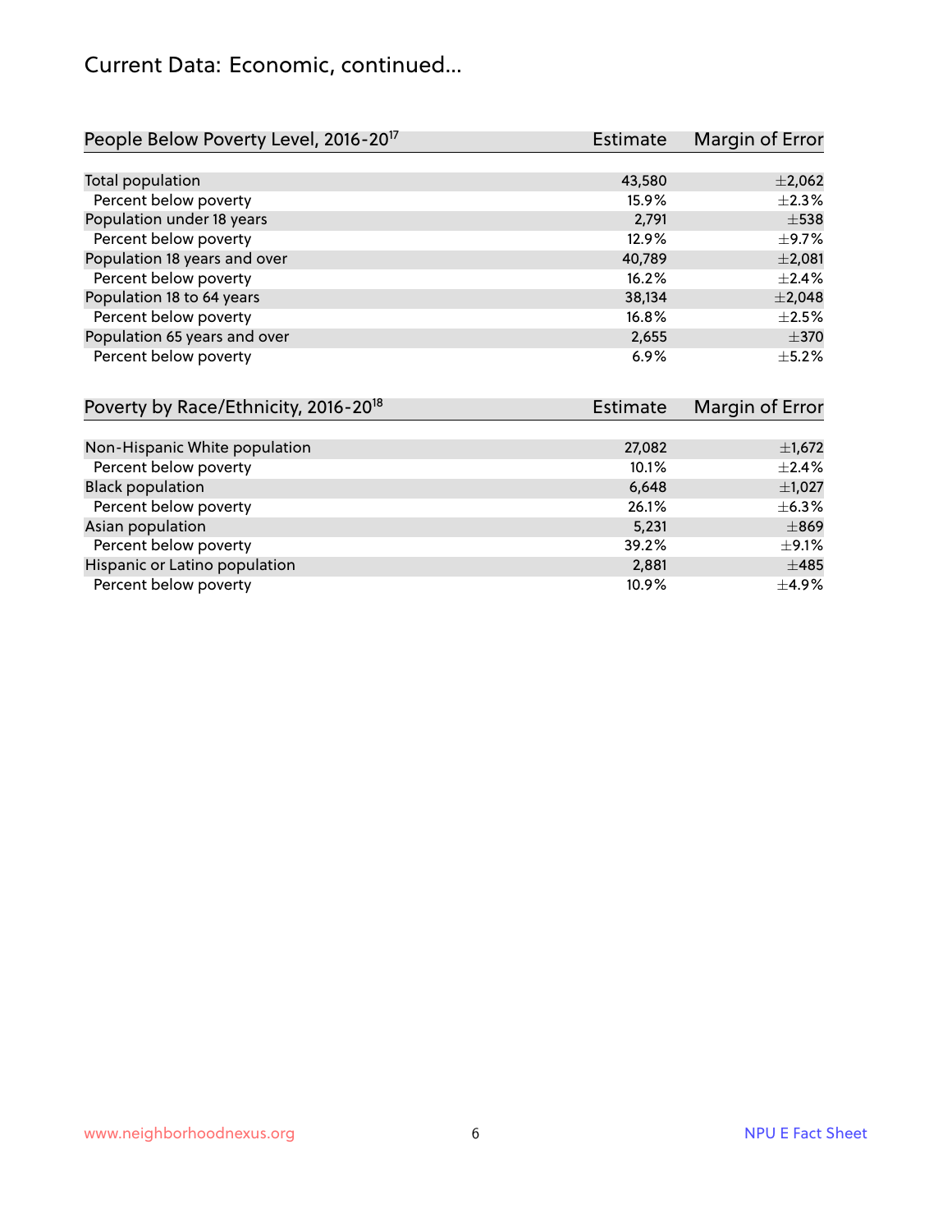## Current Data: Economic, continued...

| People Below Poverty Level, 2016-20[17] | Estimate | Margin of Error |
|---|---|---|
| Total population | 43,580 | ±2,062 |
| Percent below poverty | 15.9% | ±2.3% |
| Population under 18 years | 2,791 | ±538 |
| Percent below poverty | 12.9% | ±9.7% |
| Population 18 years and over | 40,789 | ±2,081 |
| Percent below poverty | 16.2% | ±2.4% |
| Population 18 to 64 years | 38,134 | ±2,048 |
| Percent below poverty | 16.8% | ±2.5% |
| Population 65 years and over | 2,655 | ±370 |
| Percent below poverty | 6.9% | ±5.2% |

| Poverty by Race/Ethnicity, 2016-20[18] | Estimate | Margin of Error |
|---|---|---|
| Non-Hispanic White population | 27,082 | ±1,672 |
| Percent below poverty | 10.1% | ±2.4% |
| Black population | 6,648 | ±1,027 |
| Percent below poverty | 26.1% | ±6.3% |
| Asian population | 5,231 | ±869 |
| Percent below poverty | 39.2% | ±9.1% |
| Hispanic or Latino population | 2,881 | ±485 |
| Percent below poverty | 10.9% | ±4.9% |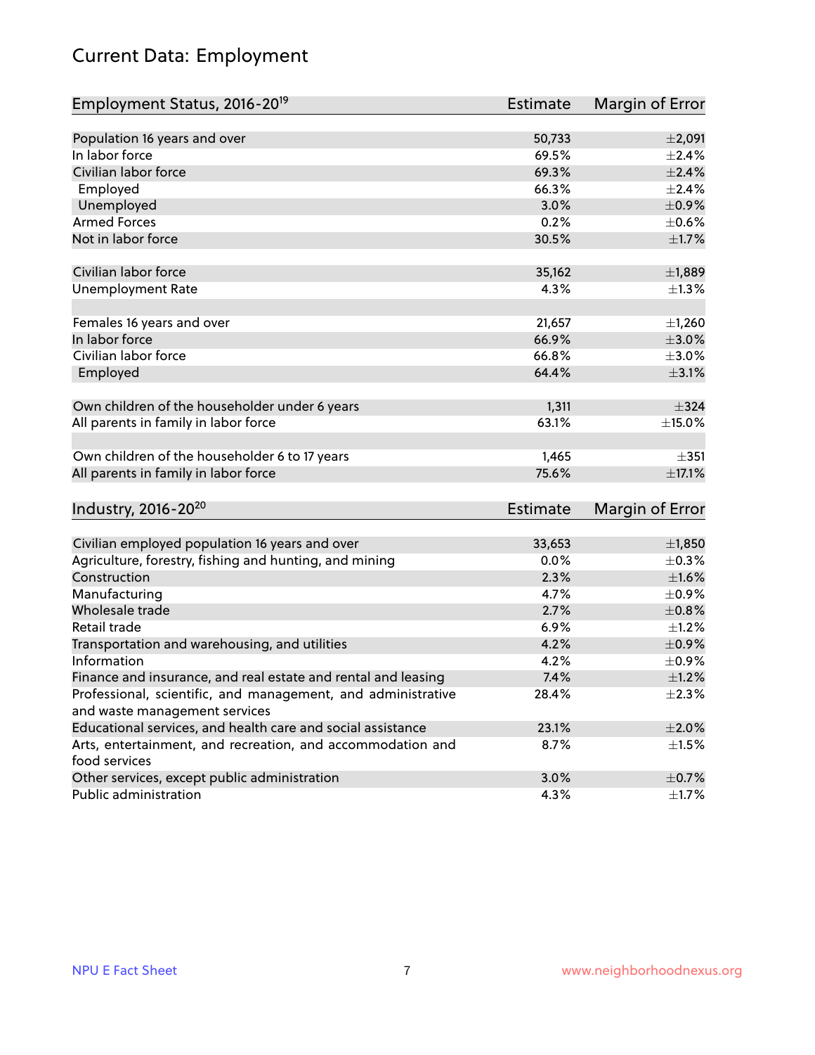# Current Data: Employment

| Employment Status, 2016-20[19] | Estimate | Margin of Error |
|---|---|---|
| Population 16 years and over | 50,733 | ±2,091 |
| In labor force | 69.5% | ±2.4% |
| Civilian labor force | 69.3% | ±2.4% |
| Employed | 66.3% | ±2.4% |
| Unemployed | 3.0% | ±0.9% |
| Armed Forces | 0.2% | ±0.6% |
| Not in labor force | 30.5% | ±1.7% |
| | | |
| Civilian labor force | 35,162 | ±1,889 |
| Unemployment Rate | 4.3% | ±1.3% |
| | | |
| Females 16 years and over | 21,657 | ±1,260 |
| In labor force | 66.9% | ±3.0% |
| Civilian labor force | 66.8% | ±3.0% |
| Employed | 64.4% | ±3.1% |
| | | |
| Own children of the householder under 6 years | 1,311 | ±324 |
| All parents in family in labor force | 63.1% | ±15.0% |
| | | |
| Own children of the householder 6 to 17 years | 1,465 | ±351 |
| All parents in family in labor force | 75.6% | ±17.1% |

| Industry, 2016-20[20] | Estimate | Margin of Error |
|---|---|---|
| Civilian employed population 16 years and over | 33,653 | ±1,850 |
| Agriculture, forestry, fishing and hunting, and mining | 0.0% | ±0.3% |
| Construction | 2.3% | ±1.6% |
| Manufacturing | 4.7% | ±0.9% |
| Wholesale trade | 2.7% | ±0.8% |
| Retail trade | 6.9% | ±1.2% |
| Transportation and warehousing, and utilities | 4.2% | ±0.9% |
| Information | 4.2% | ±0.9% |
| Finance and insurance, and real estate and rental and leasing | 7.4% | ±1.2% |
| Professional, scientific, and management, and administrative and waste management services | 28.4% | ±2.3% |
| Educational services, and health care and social assistance | 23.1% | ±2.0% |
| Arts, entertainment, and recreation, and accommodation and food services | 8.7% | ±1.5% |
| Other services, except public administration | 3.0% | ±0.7% |
| Public administration | 4.3% | ±1.7% |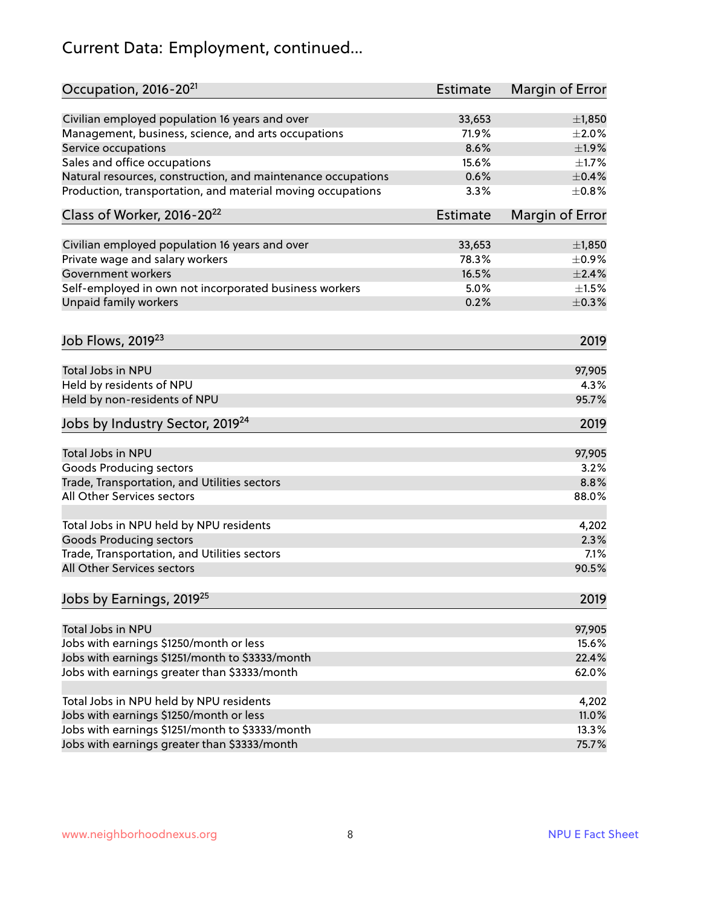# Current Data: Employment, continued...

| Occupation, 2016-20[21] | Estimate | Margin of Error |
|---|---|---|
| Civilian employed population 16 years and over | 33,653 | ±1,850 |
| Management, business, science, and arts occupations | 71.9% | ±2.0% |
| Service occupations | 8.6% | ±1.9% |
| Sales and office occupations | 15.6% | ±1.7% |
| Natural resources, construction, and maintenance occupations | 0.6% | ±0.4% |
| Production, transportation, and material moving occupations | 3.3% | ±0.8% |

| Class of Worker, 2016-20[22] | Estimate | Margin of Error |
|---|---|---|
| Civilian employed population 16 years and over | 33,653 | ±1,850 |
| Private wage and salary workers | 78.3% | ±0.9% |
| Government workers | 16.5% | ±2.4% |
| Self-employed in own not incorporated business workers | 5.0% | ±1.5% |
| Unpaid family workers | 0.2% | ±0.3% |

| Job Flows, 2019[23] | 2019 |
|---|---|
| Total Jobs in NPU | 97,905 |
| Held by residents of NPU | 4.3% |
| Held by non-residents of NPU | 95.7% |

| Jobs by Industry Sector, 2019[24] | 2019 |
|---|---|
| Total Jobs in NPU | 97,905 |
| Goods Producing sectors | 3.2% |
| Trade, Transportation, and Utilities sectors | 8.8% |
| All Other Services sectors | 88.0% |
| | |
| Total Jobs in NPU held by NPU residents | 4,202 |
| Goods Producing sectors | 2.3% |
| Trade, Transportation, and Utilities sectors | 7.1% |
| All Other Services sectors | 90.5% |

| Jobs by Earnings, 2019[25] | 2019 |
|---|---|
| Total Jobs in NPU | 97,905 |
| Jobs with earnings $1250/month or less | 15.6% |
| Jobs with earnings $1251/month to $3333/month | 22.4% |
| Jobs with earnings greater than $3333/month | 62.0% |
| | |
| Total Jobs in NPU held by NPU residents | 4,202 |
| Jobs with earnings $1250/month or less | 11.0% |
| Jobs with earnings $1251/month to $3333/month | 13.3% |
| Jobs with earnings greater than $3333/month | 75.7% |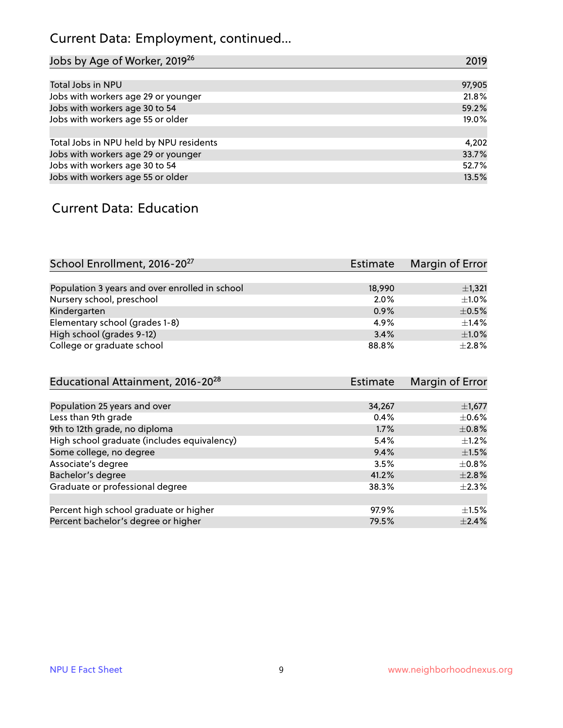# Current Data: Employment, continued...

| Jobs by Age of Worker, 2019[26] | 2019 |
| --- | --- |
| Total Jobs in NPU | 97,905 |
| Jobs with workers age 29 or younger | 21.8% |
| Jobs with workers age 30 to 54 | 59.2% |
| Jobs with workers age 55 or older | 19.0% |
| | |
| Total Jobs in NPU held by NPU residents | 4,202 |
| Jobs with workers age 29 or younger | 33.7% |
| Jobs with workers age 30 to 54 | 52.7% |
| Jobs with workers age 55 or older | 13.5% |

# Current Data: Education

| School Enrollment, 2016-20[27] | Estimate | Margin of Error |
| --- | --- | --- |
| Population 3 years and over enrolled in school | 18,990 | ±1,321 |
| Nursery school, preschool | 2.0% | ±1.0% |
| Kindergarten | 0.9% | ±0.5% |
| Elementary school (grades 1-8) | 4.9% | ±1.4% |
| High school (grades 9-12) | 3.4% | ±1.0% |
| College or graduate school | 88.8% | ±2.8% |

| Educational Attainment, 2016-20[28] | Estimate | Margin of Error |
| --- | --- | --- |
| Population 25 years and over | 34,267 | ±1,677 |
| Less than 9th grade | 0.4% | ±0.6% |
| 9th to 12th grade, no diploma | 1.7% | ±0.8% |
| High school graduate (includes equivalency) | 5.4% | ±1.2% |
| Some college, no degree | 9.4% | ±1.5% |
| Associate's degree | 3.5% | ±0.8% |
| Bachelor's degree | 41.2% | ±2.8% |
| Graduate or professional degree | 38.3% | ±2.3% |
| | | |
| Percent high school graduate or higher | 97.9% | ±1.5% |
| Percent bachelor's degree or higher | 79.5% | ±2.4% |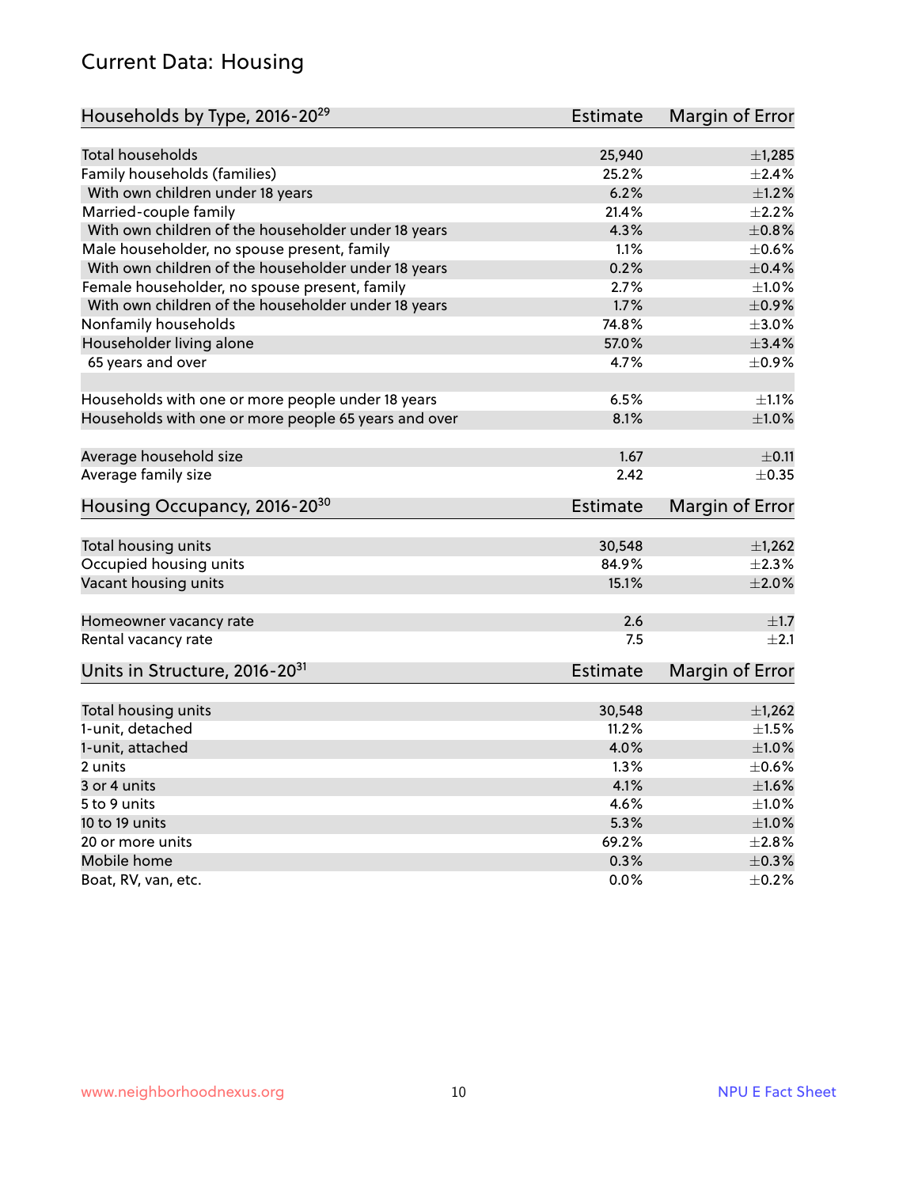## Current Data: Housing

| Households by Type, 2016-20[29] | Estimate | Margin of Error |
|---|---|---|
| Total households | 25,940 | ±1,285 |
| Family households (families) | 25.2% | ±2.4% |
| With own children under 18 years | 6.2% | ±1.2% |
| Married-couple family | 21.4% | ±2.2% |
| With own children of the householder under 18 years | 4.3% | ±0.8% |
| Male householder, no spouse present, family | 1.1% | ±0.6% |
| With own children of the householder under 18 years | 0.2% | ±0.4% |
| Female householder, no spouse present, family | 2.7% | ±1.0% |
| With own children of the householder under 18 years | 1.7% | ±0.9% |
| Nonfamily households | 74.8% | ±3.0% |
| Householder living alone | 57.0% | ±3.4% |
| 65 years and over | 4.7% | ±0.9% |
| Households with one or more people under 18 years | 6.5% | ±1.1% |
| Households with one or more people 65 years and over | 8.1% | ±1.0% |
| Average household size | 1.67 | ±0.11 |
| Average family size | 2.42 | ±0.35 |

| Housing Occupancy, 2016-20[30] | Estimate | Margin of Error |
|---|---|---|
| Total housing units | 30,548 | ±1,262 |
| Occupied housing units | 84.9% | ±2.3% |
| Vacant housing units | 15.1% | ±2.0% |
| Homeowner vacancy rate | 2.6 | ±1.7 |
| Rental vacancy rate | 7.5 | ±2.1 |

| Units in Structure, 2016-20[31] | Estimate | Margin of Error |
|---|---|---|
| Total housing units | 30,548 | ±1,262 |
| 1-unit, detached | 11.2% | ±1.5% |
| 1-unit, attached | 4.0% | ±1.0% |
| 2 units | 1.3% | ±0.6% |
| 3 or 4 units | 4.1% | ±1.6% |
| 5 to 9 units | 4.6% | ±1.0% |
| 10 to 19 units | 5.3% | ±1.0% |
| 20 or more units | 69.2% | ±2.8% |
| Mobile home | 0.3% | ±0.3% |
| Boat, RV, van, etc. | 0.0% | ±0.2% |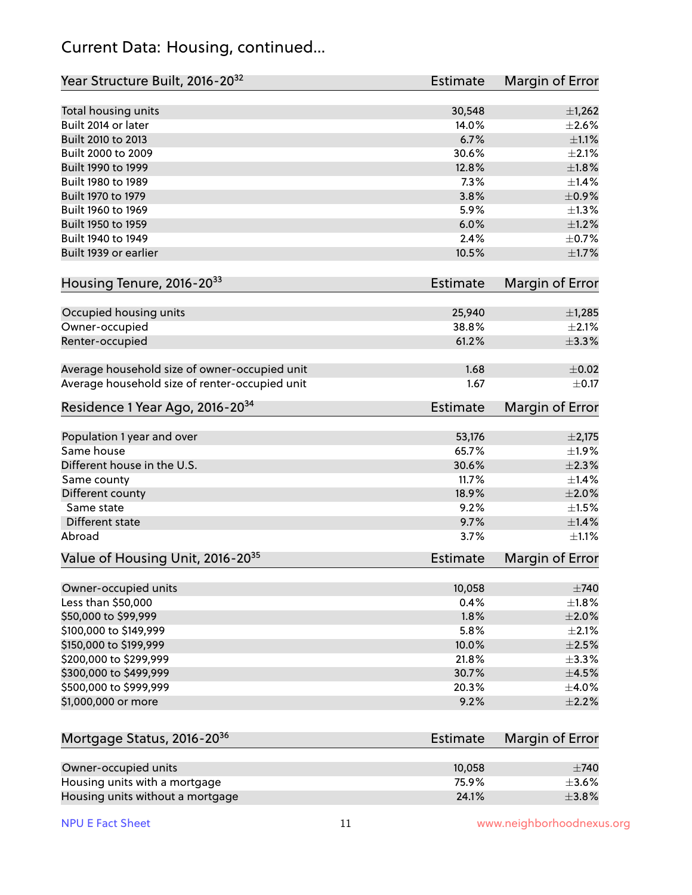# Current Data: Housing, continued...

| Year Structure Built, 2016-20[32] | Estimate | Margin of Error |
|---|---|---|
| Total housing units | 30,548 | ±1,262 |
| Built 2014 or later | 14.0% | ±2.6% |
| Built 2010 to 2013 | 6.7% | ±1.1% |
| Built 2000 to 2009 | 30.6% | ±2.1% |
| Built 1990 to 1999 | 12.8% | ±1.8% |
| Built 1980 to 1989 | 7.3% | ±1.4% |
| Built 1970 to 1979 | 3.8% | ±0.9% |
| Built 1960 to 1969 | 5.9% | ±1.3% |
| Built 1950 to 1959 | 6.0% | ±1.2% |
| Built 1940 to 1949 | 2.4% | ±0.7% |
| Built 1939 or earlier | 10.5% | ±1.7% |

| Housing Tenure, 2016-20[33] | Estimate | Margin of Error |
|---|---|---|
| Occupied housing units | 25,940 | ±1,285 |
| Owner-occupied | 38.8% | ±2.1% |
| Renter-occupied | 61.2% | ±3.3% |
| Average household size of owner-occupied unit | 1.68 | ±0.02 |
| Average household size of renter-occupied unit | 1.67 | ±0.17 |

| Residence 1 Year Ago, 2016-20[34] | Estimate | Margin of Error |
|---|---|---|
| Population 1 year and over | 53,176 | ±2,175 |
| Same house | 65.7% | ±1.9% |
| Different house in the U.S. | 30.6% | ±2.3% |
| Same county | 11.7% | ±1.4% |
| Different county | 18.9% | ±2.0% |
| Same state | 9.2% | ±1.5% |
| Different state | 9.7% | ±1.4% |
| Abroad | 3.7% | ±1.1% |

| Value of Housing Unit, 2016-20[35] | Estimate | Margin of Error |
|---|---|---|
| Owner-occupied units | 10,058 | ±740 |
| Less than $50,000 | 0.4% | ±1.8% |
| $50,000 to $99,999 | 1.8% | ±2.0% |
| $100,000 to $149,999 | 5.8% | ±2.1% |
| $150,000 to $199,999 | 10.0% | ±2.5% |
| $200,000 to $299,999 | 21.8% | ±3.3% |
| $300,000 to $499,999 | 30.7% | ±4.5% |
| $500,000 to $999,999 | 20.3% | ±4.0% |
| $1,000,000 or more | 9.2% | ±2.2% |

| Mortgage Status, 2016-20[36] | Estimate | Margin of Error |
|---|---|---|
| Owner-occupied units | 10,058 | ±740 |
| Housing units with a mortgage | 75.9% | ±3.6% |
| Housing units without a mortgage | 24.1% | ±3.8% |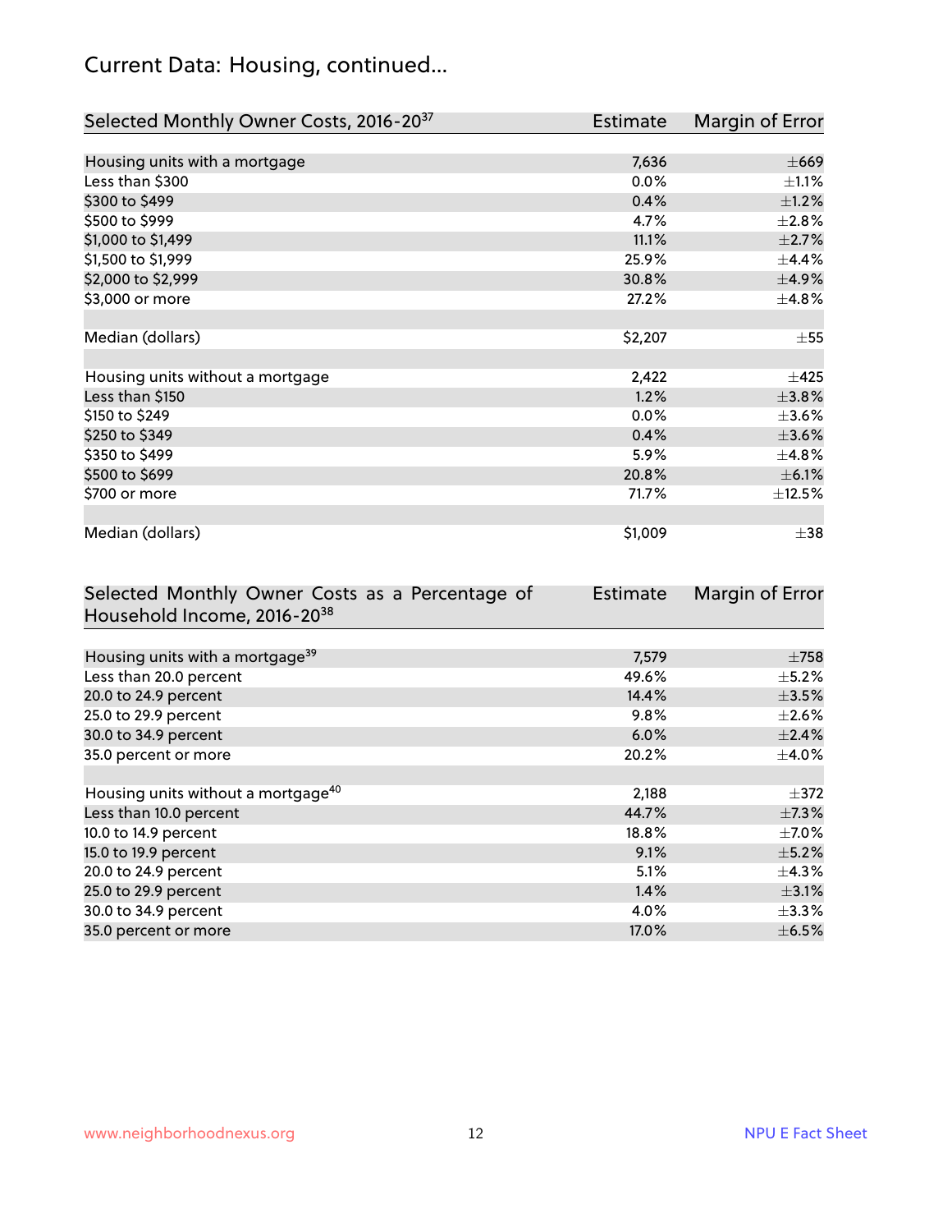## Current Data: Housing, continued...

| Selected Monthly Owner Costs, 2016-20[37] | Estimate | Margin of Error |
|---|---|---|
| Housing units with a mortgage | 7,636 | ±669 |
| Less than $300 | 0.0% | ±1.1% |
| $300 to $499 | 0.4% | ±1.2% |
| $500 to $999 | 4.7% | ±2.8% |
| $1,000 to $1,499 | 11.1% | ±2.7% |
| $1,500 to $1,999 | 25.9% | ±4.4% |
| $2,000 to $2,999 | 30.8% | ±4.9% |
| $3,000 or more | 27.2% | ±4.8% |
| | | |
| Median (dollars) | $2,207 | ±55 |
| | | |
| Housing units without a mortgage | 2,422 | ±425 |
| Less than $150 | 1.2% | ±3.8% |
| $150 to $249 | 0.0% | ±3.6% |
| $250 to $349 | 0.4% | ±3.6% |
| $350 to $499 | 5.9% | ±4.8% |
| $500 to $699 | 20.8% | ±6.1% |
| $700 or more | 71.7% | ±12.5% |
| | | |
| Median (dollars) | $1,009 | ±38 |

| Selected Monthly Owner Costs as a Percentage of Household Income, 2016-20[38] | Estimate | Margin of Error |
|---|---|---|
| Housing units with a mortgage[39] | 7,579 | ±758 |
| Less than 20.0 percent | 49.6% | ±5.2% |
| 20.0 to 24.9 percent | 14.4% | ±3.5% |
| 25.0 to 29.9 percent | 9.8% | ±2.6% |
| 30.0 to 34.9 percent | 6.0% | ±2.4% |
| 35.0 percent or more | 20.2% | ±4.0% |
| | | |
| Housing units without a mortgage[40] | 2,188 | ±372 |
| Less than 10.0 percent | 44.7% | ±7.3% |
| 10.0 to 14.9 percent | 18.8% | ±7.0% |
| 15.0 to 19.9 percent | 9.1% | ±5.2% |
| 20.0 to 24.9 percent | 5.1% | ±4.3% |
| 25.0 to 29.9 percent | 1.4% | ±3.1% |
| 30.0 to 34.9 percent | 4.0% | ±3.3% |
| 35.0 percent or more | 17.0% | ±6.5% |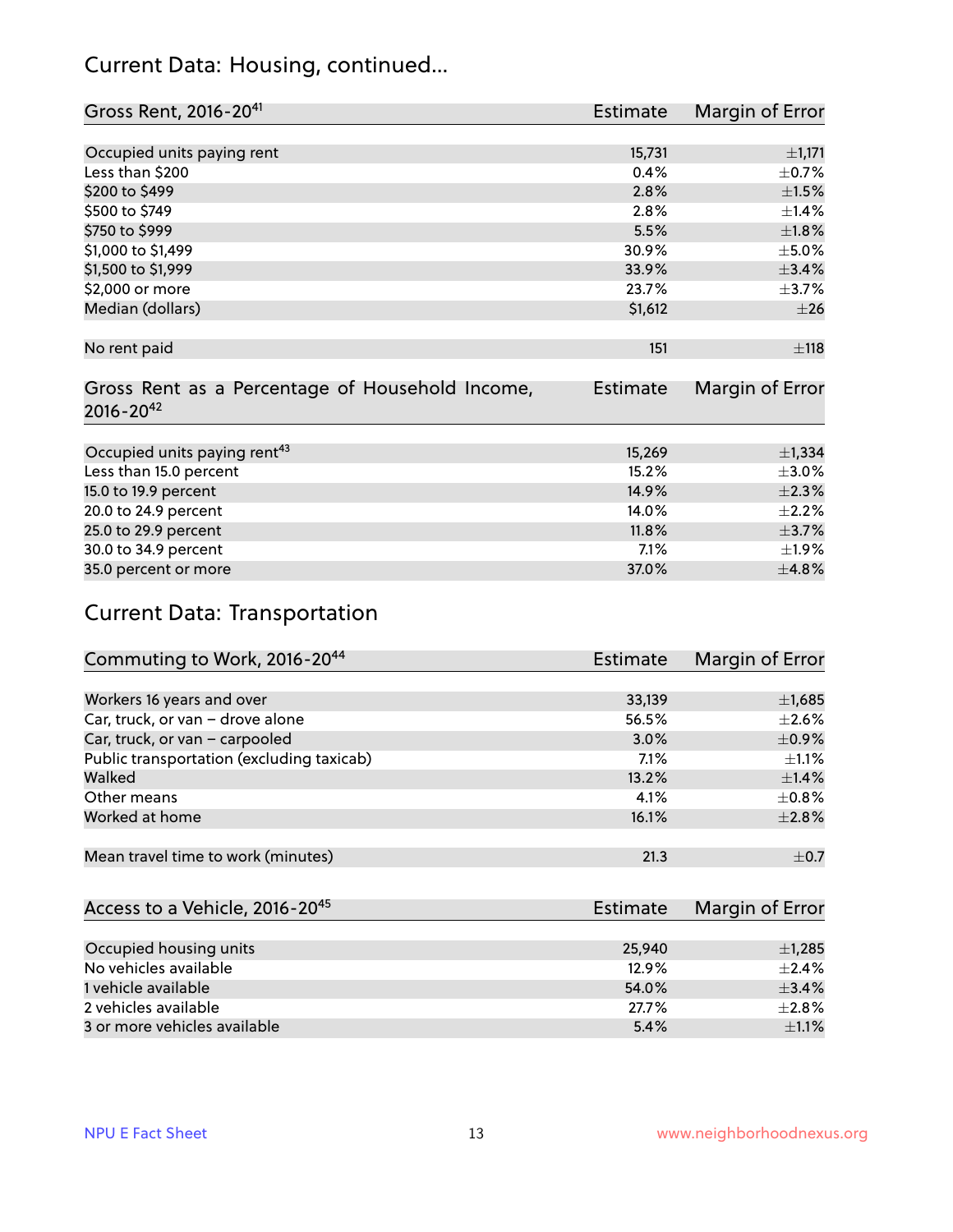## Current Data: Housing, continued...

| Gross Rent, 2016-20[41] | Estimate | Margin of Error |
|---|---|---|
| Occupied units paying rent | 15,731 | ±1,171 |
| Less than $200 | 0.4% | ±0.7% |
| $200 to $499 | 2.8% | ±1.5% |
| $500 to $749 | 2.8% | ±1.4% |
| $750 to $999 | 5.5% | ±1.8% |
| $1,000 to $1,499 | 30.9% | ±5.0% |
| $1,500 to $1,999 | 33.9% | ±3.4% |
| $2,000 or more | 23.7% | ±3.7% |
| Median (dollars) | $1,612 | ±26 |
| No rent paid | 151 | ±118 |

| Gross Rent as a Percentage of Household Income, 2016-20[42] | Estimate | Margin of Error |
|---|---|---|
| Occupied units paying rent[43] | 15,269 | ±1,334 |
| Less than 15.0 percent | 15.2% | ±3.0% |
| 15.0 to 19.9 percent | 14.9% | ±2.3% |
| 20.0 to 24.9 percent | 14.0% | ±2.2% |
| 25.0 to 29.9 percent | 11.8% | ±3.7% |
| 30.0 to 34.9 percent | 7.1% | ±1.9% |
| 35.0 percent or more | 37.0% | ±4.8% |

## Current Data: Transportation

| Commuting to Work, 2016-20[44] | Estimate | Margin of Error |
|---|---|---|
| Workers 16 years and over | 33,139 | ±1,685 |
| Car, truck, or van – drove alone | 56.5% | ±2.6% |
| Car, truck, or van – carpooled | 3.0% | ±0.9% |
| Public transportation (excluding taxicab) | 7.1% | ±1.1% |
| Walked | 13.2% | ±1.4% |
| Other means | 4.1% | ±0.8% |
| Worked at home | 16.1% | ±2.8% |
| Mean travel time to work (minutes) | 21.3 | ±0.7 |

| Access to a Vehicle, 2016-20[45] | Estimate | Margin of Error |
|---|---|---|
| Occupied housing units | 25,940 | ±1,285 |
| No vehicles available | 12.9% | ±2.4% |
| 1 vehicle available | 54.0% | ±3.4% |
| 2 vehicles available | 27.7% | ±2.8% |
| 3 or more vehicles available | 5.4% | ±1.1% |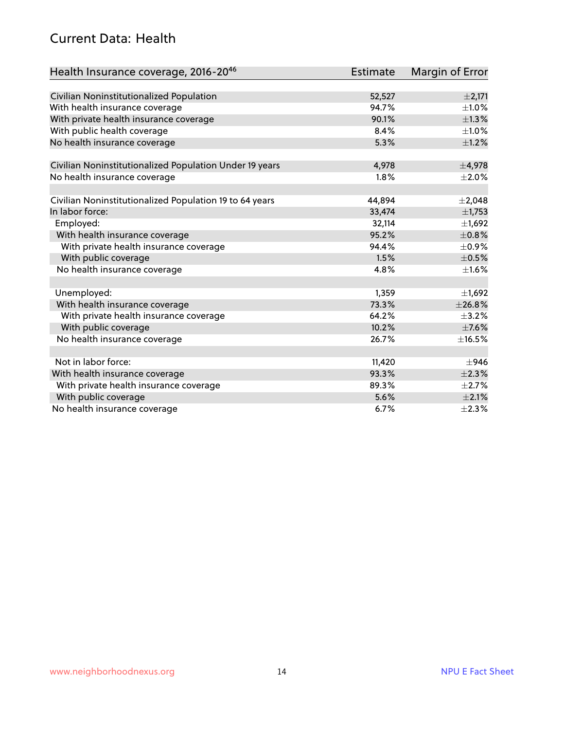## Current Data: Health

| Health Insurance coverage, 2016-20[46] | Estimate | Margin of Error |
|---|---|---|
| Civilian Noninstitutionalized Population | 52,527 | ±2,171 |
| With health insurance coverage | 94.7% | ±1.0% |
| With private health insurance coverage | 90.1% | ±1.3% |
| With public health coverage | 8.4% | ±1.0% |
| No health insurance coverage | 5.3% | ±1.2% |
| | | |
| Civilian Noninstitutionalized Population Under 19 years | 4,978 | ±4,978 |
| No health insurance coverage | 1.8% | ±2.0% |
| | | |
| Civilian Noninstitutionalized Population 19 to 64 years | 44,894 | ±2,048 |
| In labor force: | 33,474 | ±1,753 |
| Employed: | 32,114 | ±1,692 |
| With health insurance coverage | 95.2% | ±0.8% |
| With private health insurance coverage | 94.4% | ±0.9% |
| With public coverage | 1.5% | ±0.5% |
| No health insurance coverage | 4.8% | ±1.6% |
| | | |
| Unemployed: | 1,359 | ±1,692 |
| With health insurance coverage | 73.3% | ±26.8% |
| With private health insurance coverage | 64.2% | ±3.2% |
| With public coverage | 10.2% | ±7.6% |
| No health insurance coverage | 26.7% | ±16.5% |
| | | |
| Not in labor force: | 11,420 | ±946 |
| With health insurance coverage | 93.3% | ±2.3% |
| With private health insurance coverage | 89.3% | ±2.7% |
| With public coverage | 5.6% | ±2.1% |
| No health insurance coverage | 6.7% | ±2.3% |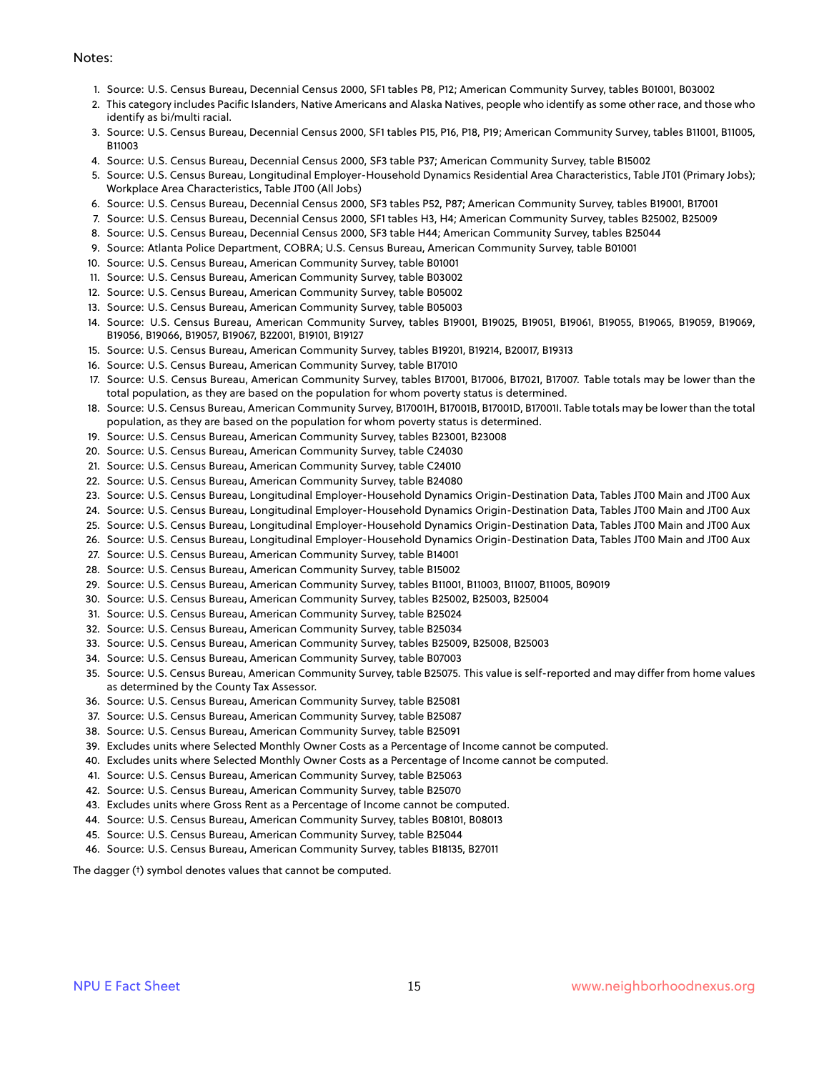Notes:

1. Source: U.S. Census Bureau, Decennial Census 2000, SF1 tables P8, P12; American Community Survey, tables B01001, B03002
2. This category includes Pacific Islanders, Native Americans and Alaska Natives, people who identify as some other race, and those who identify as bi/multi racial.
3. Source: U.S. Census Bureau, Decennial Census 2000, SF1 tables P15, P16, P18, P19; American Community Survey, tables B11001, B11005, B11003
4. Source: U.S. Census Bureau, Decennial Census 2000, SF3 table P37; American Community Survey, table B15002
5. Source: U.S. Census Bureau, Longitudinal Employer-Household Dynamics Residential Area Characteristics, Table JT01 (Primary Jobs); Workplace Area Characteristics, Table JT00 (All Jobs)
6. Source: U.S. Census Bureau, Decennial Census 2000, SF3 tables P52, P87; American Community Survey, tables B19001, B17001
7. Source: U.S. Census Bureau, Decennial Census 2000, SF1 tables H3, H4; American Community Survey, tables B25002, B25009
8. Source: U.S. Census Bureau, Decennial Census 2000, SF3 table H44; American Community Survey, tables B25044
9. Source: Atlanta Police Department, COBRA; U.S. Census Bureau, American Community Survey, table B01001
10. Source: U.S. Census Bureau, American Community Survey, table B01001
11. Source: U.S. Census Bureau, American Community Survey, table B03002
12. Source: U.S. Census Bureau, American Community Survey, table B05002
13. Source: U.S. Census Bureau, American Community Survey, table B05003
14. Source: U.S. Census Bureau, American Community Survey, tables B19001, B19025, B19051, B19061, B19055, B19065, B19059, B19069, B19056, B19066, B19057, B19067, B22001, B19101, B19127
15. Source: U.S. Census Bureau, American Community Survey, tables B19201, B19214, B20017, B19313
16. Source: U.S. Census Bureau, American Community Survey, table B17010
17. Source: U.S. Census Bureau, American Community Survey, tables B17001, B17006, B17021, B17007. Table totals may be lower than the total population, as they are based on the population for whom poverty status is determined.
18. Source: U.S. Census Bureau, American Community Survey, B17001H, B17001B, B17001D, B17001I. Table totals may be lower than the total population, as they are based on the population for whom poverty status is determined.
19. Source: U.S. Census Bureau, American Community Survey, tables B23001, B23008
20. Source: U.S. Census Bureau, American Community Survey, table C24030
21. Source: U.S. Census Bureau, American Community Survey, table C24010
22. Source: U.S. Census Bureau, American Community Survey, table B24080
23. Source: U.S. Census Bureau, Longitudinal Employer-Household Dynamics Origin-Destination Data, Tables JT00 Main and JT00 Aux
24. Source: U.S. Census Bureau, Longitudinal Employer-Household Dynamics Origin-Destination Data, Tables JT00 Main and JT00 Aux
25. Source: U.S. Census Bureau, Longitudinal Employer-Household Dynamics Origin-Destination Data, Tables JT00 Main and JT00 Aux
26. Source: U.S. Census Bureau, Longitudinal Employer-Household Dynamics Origin-Destination Data, Tables JT00 Main and JT00 Aux
27. Source: U.S. Census Bureau, American Community Survey, table B14001
28. Source: U.S. Census Bureau, American Community Survey, table B15002
29. Source: U.S. Census Bureau, American Community Survey, tables B11001, B11003, B11007, B11005, B09019
30. Source: U.S. Census Bureau, American Community Survey, tables B25002, B25003, B25004
31. Source: U.S. Census Bureau, American Community Survey, table B25024
32. Source: U.S. Census Bureau, American Community Survey, table B25034
33. Source: U.S. Census Bureau, American Community Survey, tables B25009, B25008, B25003
34. Source: U.S. Census Bureau, American Community Survey, table B07003
35. Source: U.S. Census Bureau, American Community Survey, table B25075. This value is self-reported and may differ from home values as determined by the County Tax Assessor.
36. Source: U.S. Census Bureau, American Community Survey, table B25081
37. Source: U.S. Census Bureau, American Community Survey, table B25087
38. Source: U.S. Census Bureau, American Community Survey, table B25091
39. Excludes units where Selected Monthly Owner Costs as a Percentage of Income cannot be computed.
40. Excludes units where Selected Monthly Owner Costs as a Percentage of Income cannot be computed.
41. Source: U.S. Census Bureau, American Community Survey, table B25063
42. Source: U.S. Census Bureau, American Community Survey, table B25070
43. Excludes units where Gross Rent as a Percentage of Income cannot be computed.
44. Source: U.S. Census Bureau, American Community Survey, tables B08101, B08013
45. Source: U.S. Census Bureau, American Community Survey, table B25044
46. Source: U.S. Census Bureau, American Community Survey, tables B18135, B27011

The dagger (†) symbol denotes values that cannot be computed.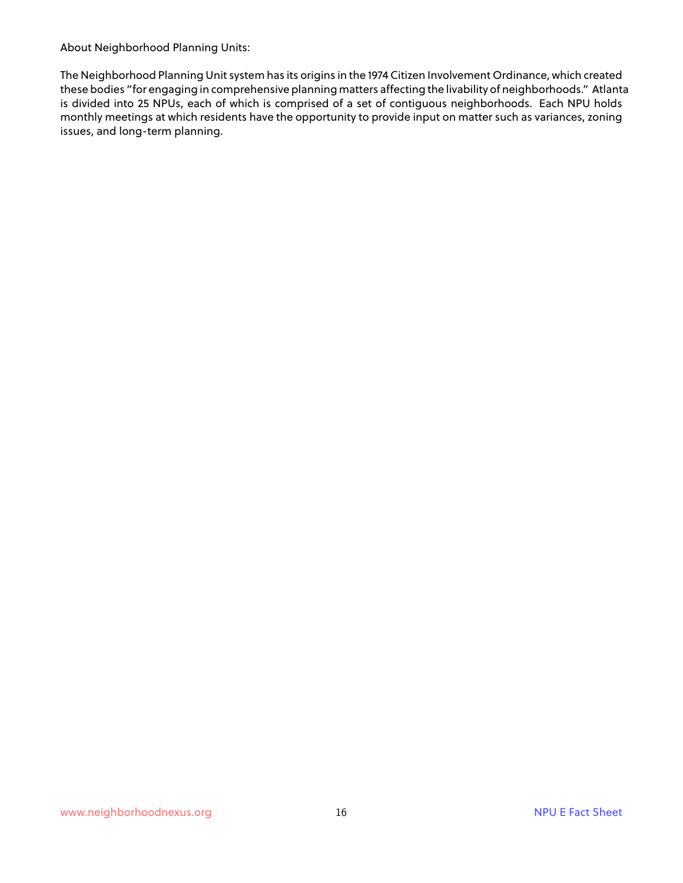About Neighborhood Planning Units:

The Neighborhood Planning Unit system has its origins in the 1974 Citizen Involvement Ordinance, which created these bodies "for engaging in comprehensive planning matters affecting the livability of neighborhoods." Atlanta is divided into 25 NPUs, each of which is comprised of a set of contiguous neighborhoods. Each NPU holds monthly meetings at which residents have the opportunity to provide input on matter such as variances, zoning issues, and long-term planning.